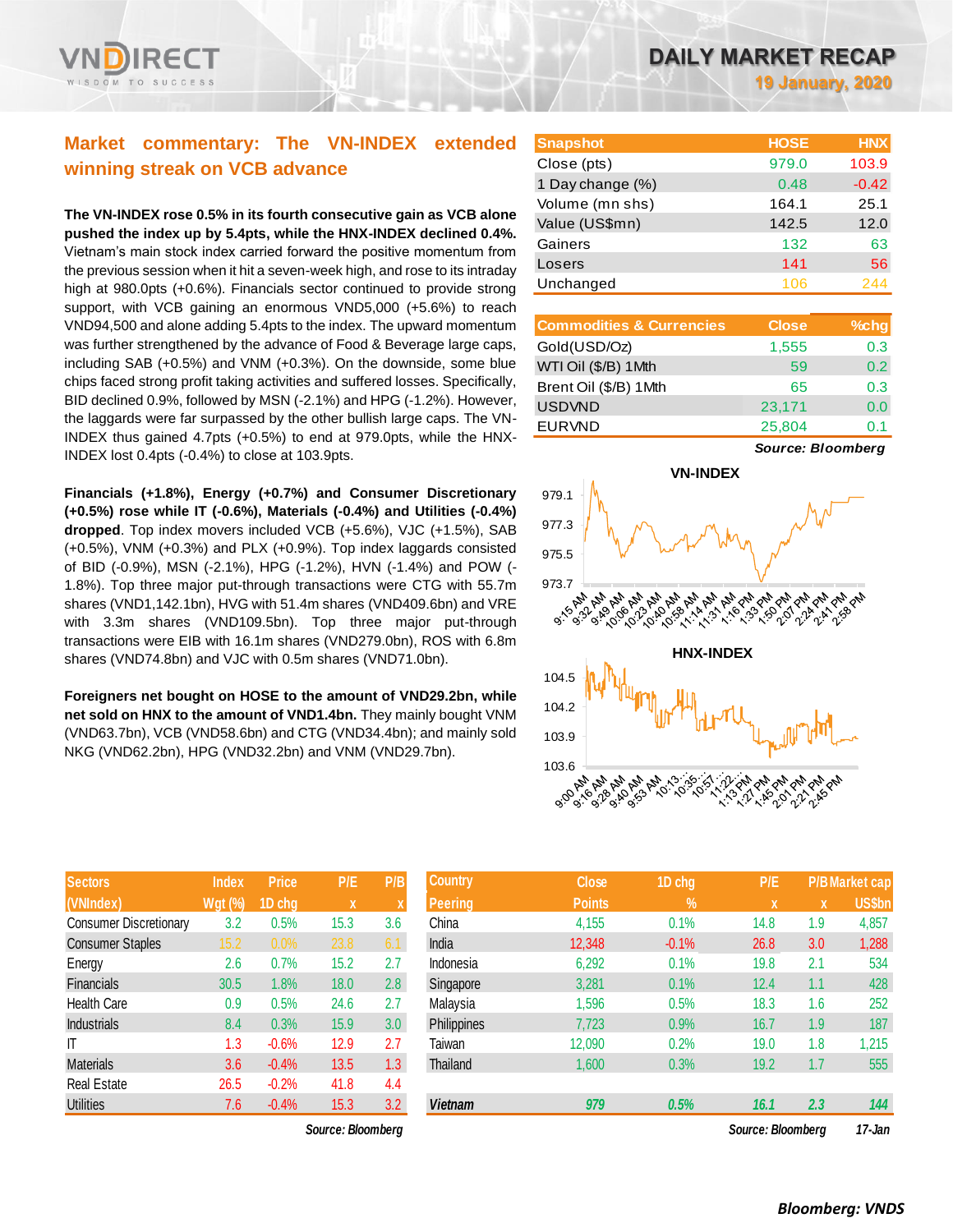# DAILY MARKET RECAP

**19 January, 2020**

## Market commentary: The VN-INDEX extended winning streak on VCB advance

**The VN-INDEX rose 0.5% in its fourth consecutive gain as VCB alone pushed the index up by 5.4pts, while the HNX-INDEX declined 0.4%.** Vietnam's main stock index carried forward the positive momentum from the previous session when it hit a seven-week high, and rose to its intraday high at 980.0pts (+0.6%). Financials sector continued to provide strong support, with VCB gaining an enormous VND5,000 (+5.6%) to reach VND94,500 and alone adding 5.4pts to the index. The upward momentum was further strengthened by the advance of Food & Beverage large caps, including SAB (+0.5%) and VNM (+0.3%). On the downside, some blue chips faced strong profit taking activities and suffered losses. Specifically, BID declined 0.9%, followed by MSN (-2.1%) and HPG (-1.2%). However, the laggards were far surpassed by the other bullish large caps. The VN-INDEX thus gained 4.7pts (+0.5%) to end at 979.0pts, while the HNX-INDEX lost 0.4pts (-0.4%) to close at 103.9pts.

**Financials (+1.8%), Energy (+0.7%) and Consumer Discretionary (+0.5%) rose while IT (-0.6%), Materials (-0.4%) and Utilities (-0.4%) dropped**. Top index movers included VCB (+5.6%), VJC (+1.5%), SAB (+0.5%), VNM (+0.3%) and PLX (+0.9%). Top index laggards consisted of BID (-0.9%), MSN (-2.1%), HPG (-1.2%), HVN (-1.4%) and POW (-1.8%). Top three major put-through transactions were CTG with 55.7m shares (VND1,142.1bn), HVG with 51.4m shares (VND409.6bn) and VRE with 3.3m shares (VND109.5bn). Top three major put-through transactions were EIB with 16.1m shares (VND279.0bn), ROS with 6.8m shares (VND74.8bn) and VJC with 0.5m shares (VND71.0bn).

**Foreigners net bought on HOSE to the amount of VND29.2bn, while net sold on HNX to the amount of VND1.4bn.** They mainly bought VNM (VND63.7bn), VCB (VND58.6bn) and CTG (VND34.4bn); and mainly sold NKG (VND62.2bn), HPG (VND32.2bn) and VNM (VND29.7bn).

| Snapshot | HOSE | HNX |
|---|---|---|
| Close (pts) | 979.0 | 103.9 |
| 1 Day change (%) | 0.48 | -0.42 |
| Volume (mn shs) | 164.1 | 25.1 |
| Value (US$mn) | 142.5 | 12.0 |
| Gainers | 132 | 63 |
| Losers | 141 | 56 |
| Unchanged | 106 | 244 |

| Commodities & Currencies | Close | %chg |
|---|---|---|
| Gold(USD/Oz) | 1,555 | 0.3 |
| WTI Oil ($/B) 1Mth | 59 | 0.2 |
| Brent Oil ($/B) 1Mth | 65 | 0.3 |
| USDVND | 23,171 | 0.0 |
| EURVND | 25,804 | 0.1 |

*Source: Bloomberg*

| Sectors (VNIndex) | Index Wgt (%) | Price 1D chg | P/E x | P/B x |
|---|---|---|---|---|
| Consumer Discretionary | 3.2 | 0.5% | 15.3 | 3.6 |
| Consumer Staples | 15.2 | 0.0% | 23.8 | 6.1 |
| Energy | 2.6 | 0.7% | 15.2 | 2.7 |
| Financials | 30.5 | 1.8% | 18.0 | 2.8 |
| Health Care | 0.9 | 0.5% | 24.6 | 2.7 |
| Industrials | 8.4 | 0.3% | 15.9 | 3.0 |
| IT | 1.3 | -0.6% | 12.9 | 2.7 |
| Materials | 3.6 | -0.4% | 13.5 | 1.3 |
| Real Estate | 26.5 | -0.2% | 41.8 | 4.4 |
| Utilities | 7.6 | -0.4% | 15.3 | 3.2 |

*Source: Bloomberg*

| Country Peering | Close Points | 1D chg % | P/E x | P/B x | Market cap US$bn |
|---|---|---|---|---|---|
| China | 4,155 | 0.1% | 14.8 | 1.9 | 4,857 |
| India | 12,348 | -0.1% | 26.8 | 3.0 | 1,288 |
| Indonesia | 6,292 | 0.1% | 19.8 | 2.1 | 534 |
| Singapore | 3,281 | 0.1% | 12.4 | 1.1 | 428 |
| Malaysia | 1,596 | 0.5% | 18.3 | 1.6 | 252 |
| Philippines | 7,723 | 0.9% | 16.7 | 1.9 | 187 |
| Taiwan | 12,090 | 0.2% | 19.0 | 1.8 | 1,215 |
| Thailand | 1,600 | 0.3% | 19.2 | 1.7 | 555 |
| *Vietnam* | *979* | *0.5%* | *16.1* | *2.3* | *144* |

*Source: Bloomberg* 17-Jan

*Bloomberg: VNDS*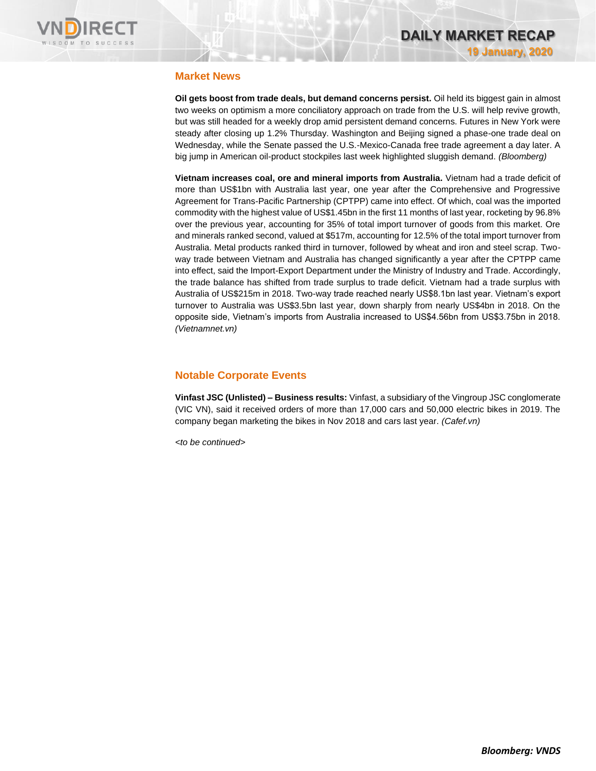## Market News

**Oil gets boost from trade deals, but demand concerns persist.** Oil held its biggest gain in almost two weeks on optimism a more conciliatory approach on trade from the U.S. will help revive growth, but was still headed for a weekly drop amid persistent demand concerns. Futures in New York were steady after closing up 1.2% Thursday. Washington and Beijing signed a phase-one trade deal on Wednesday, while the Senate passed the U.S.-Mexico-Canada free trade agreement a day later. A big jump in American oil-product stockpiles last week highlighted sluggish demand. *(Bloomberg)*

**Vietnam increases coal, ore and mineral imports from Australia.** Vietnam had a trade deficit of more than US$1bn with Australia last year, one year after the Comprehensive and Progressive Agreement for Trans-Pacific Partnership (CPTPP) came into effect. Of which, coal was the imported commodity with the highest value of US$1.45bn in the first 11 months of last year, rocketing by 96.8% over the previous year, accounting for 35% of total import turnover of goods from this market. Ore and minerals ranked second, valued at $517m, accounting for 12.5% of the total import turnover from Australia. Metal products ranked third in turnover, followed by wheat and iron and steel scrap. Two-way trade between Vietnam and Australia has changed significantly a year after the CPTPP came into effect, said the Import-Export Department under the Ministry of Industry and Trade. Accordingly, the trade balance has shifted from trade surplus to trade deficit. Vietnam had a trade surplus with Australia of US$215m in 2018. Two-way trade reached nearly US$8.1bn last year. Vietnam's export turnover to Australia was US$3.5bn last year, down sharply from nearly US$4bn in 2018. On the opposite side, Vietnam's imports from Australia increased to US$4.56bn from US$3.75bn in 2018. *(Vietnamnet.vn)*

## Notable Corporate Events

**Vinfast JSC (Unlisted) – Business results:** Vinfast, a subsidiary of the Vingroup JSC conglomerate (VIC VN), said it received orders of more than 17,000 cars and 50,000 electric bikes in 2019. The company began marketing the bikes in Nov 2018 and cars last year. *(Cafef.vn)*

*<to be continued>*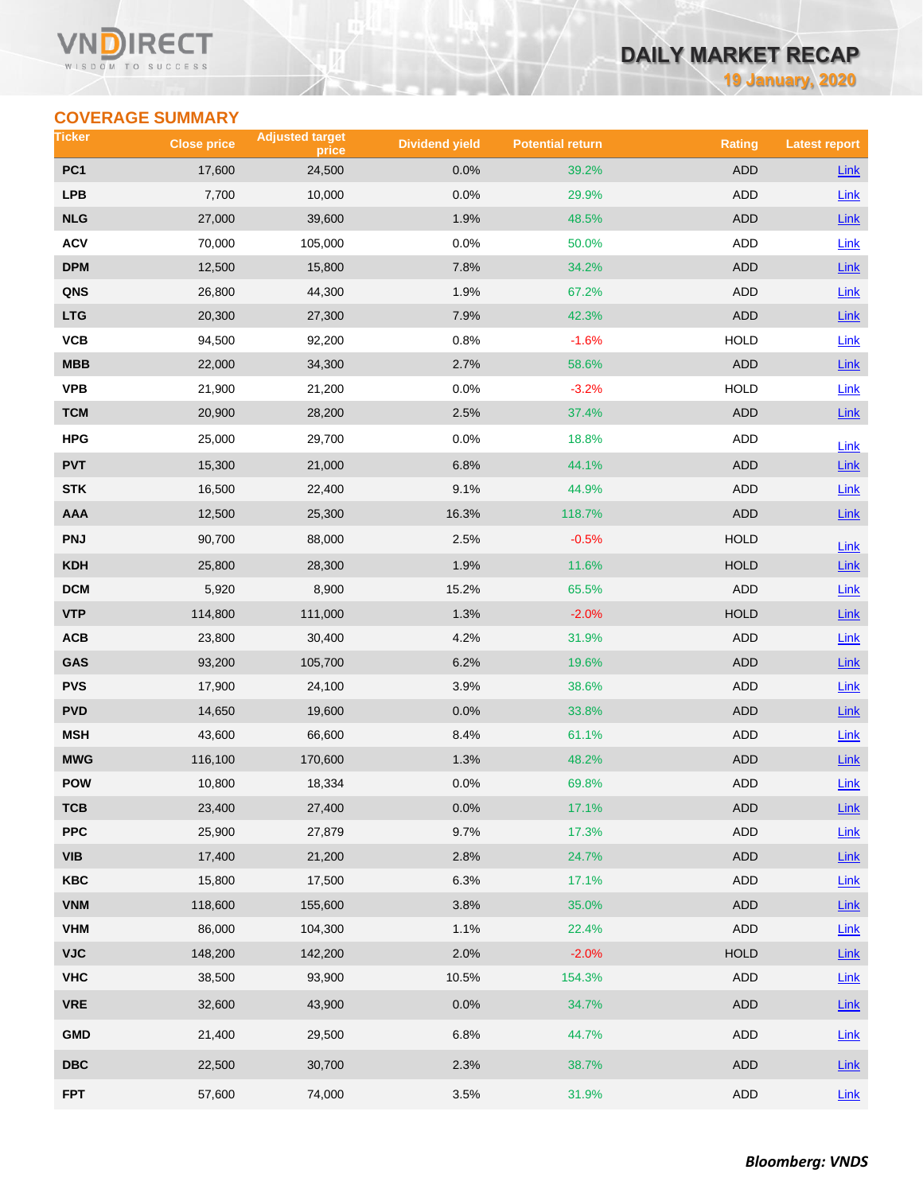## COVERAGE SUMMARY

| Ticker | Close price | Adjusted target price | Dividend yield | Potential return | Rating | Latest report |
|---|---|---|---|---|---|---|
| PC1 | 17,600 | 24,500 | 0.0% | 39.2% | ADD | Link |
| LPB | 7,700 | 10,000 | 0.0% | 29.9% | ADD | Link |
| NLG | 27,000 | 39,600 | 1.9% | 48.5% | ADD | Link |
| ACV | 70,000 | 105,000 | 0.0% | 50.0% | ADD | Link |
| DPM | 12,500 | 15,800 | 7.8% | 34.2% | ADD | Link |
| QNS | 26,800 | 44,300 | 1.9% | 67.2% | ADD | Link |
| LTG | 20,300 | 27,300 | 7.9% | 42.3% | ADD | Link |
| VCB | 94,500 | 92,200 | 0.8% | -1.6% | HOLD | Link |
| MBB | 22,000 | 34,300 | 2.7% | 58.6% | ADD | Link |
| VPB | 21,900 | 21,200 | 0.0% | -3.2% | HOLD | Link |
| TCM | 20,900 | 28,200 | 2.5% | 37.4% | ADD | Link |
| HPG | 25,000 | 29,700 | 0.0% | 18.8% | ADD | Link |
| PVT | 15,300 | 21,000 | 6.8% | 44.1% | ADD | Link |
| STK | 16,500 | 22,400 | 9.1% | 44.9% | ADD | Link |
| AAA | 12,500 | 25,300 | 16.3% | 118.7% | ADD | Link |
| PNJ | 90,700 | 88,000 | 2.5% | -0.5% | HOLD | Link |
| KDH | 25,800 | 28,300 | 1.9% | 11.6% | HOLD | Link |
| DCM | 5,920 | 8,900 | 15.2% | 65.5% | ADD | Link |
| VTP | 114,800 | 111,000 | 1.3% | -2.0% | HOLD | Link |
| ACB | 23,800 | 30,400 | 4.2% | 31.9% | ADD | Link |
| GAS | 93,200 | 105,700 | 6.2% | 19.6% | ADD | Link |
| PVS | 17,900 | 24,100 | 3.9% | 38.6% | ADD | Link |
| PVD | 14,650 | 19,600 | 0.0% | 33.8% | ADD | Link |
| MSH | 43,600 | 66,600 | 8.4% | 61.1% | ADD | Link |
| MWG | 116,100 | 170,600 | 1.3% | 48.2% | ADD | Link |
| POW | 10,800 | 18,334 | 0.0% | 69.8% | ADD | Link |
| TCB | 23,400 | 27,400 | 0.0% | 17.1% | ADD | Link |
| PPC | 25,900 | 27,879 | 9.7% | 17.3% | ADD | Link |
| VIB | 17,400 | 21,200 | 2.8% | 24.7% | ADD | Link |
| KBC | 15,800 | 17,500 | 6.3% | 17.1% | ADD | Link |
| VNM | 118,600 | 155,600 | 3.8% | 35.0% | ADD | Link |
| VHM | 86,000 | 104,300 | 1.1% | 22.4% | ADD | Link |
| VJC | 148,200 | 142,200 | 2.0% | -2.0% | HOLD | Link |
| VHC | 38,500 | 93,900 | 10.5% | 154.3% | ADD | Link |
| VRE | 32,600 | 43,900 | 0.0% | 34.7% | ADD | Link |
| GMD | 21,400 | 29,500 | 6.8% | 44.7% | ADD | Link |
| DBC | 22,500 | 30,700 | 2.3% | 38.7% | ADD | Link |
| FPT | 57,600 | 74,000 | 3.5% | 31.9% | ADD | Link |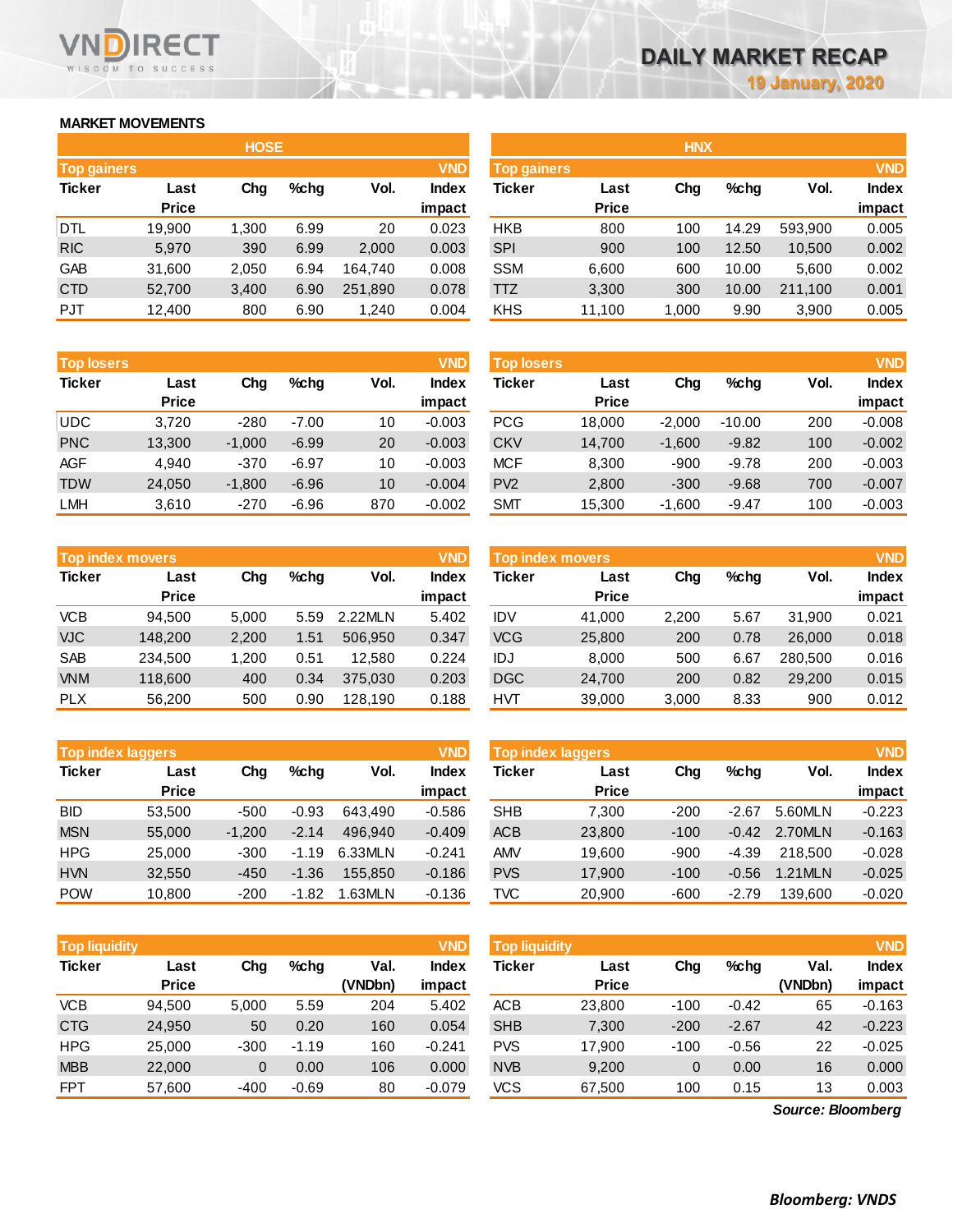# DAILY MARKET RECAP

19 January, 2020

## MARKET MOVEMENTS

### HOSE

**Top gainers** (VND)

| Ticker | Last Price | Chg | %chg | Vol. | Index impact |
|---|---|---|---|---|---|
| DTL | 19,900 | 1,300 | 6.99 | 20 | 0.023 |
| RIC | 5,970 | 390 | 6.99 | 2,000 | 0.003 |
| GAB | 31,600 | 2,050 | 6.94 | 164,740 | 0.008 |
| CTD | 52,700 | 3,400 | 6.90 | 251,890 | 0.078 |
| PJT | 12,400 | 800 | 6.90 | 1,240 | 0.004 |

**Top losers** (VND)

| Ticker | Last Price | Chg | %chg | Vol. | Index impact |
|---|---|---|---|---|---|
| UDC | 3,720 | -280 | -7.00 | 10 | -0.003 |
| PNC | 13,300 | -1,000 | -6.99 | 20 | -0.003 |
| AGF | 4,940 | -370 | -6.97 | 10 | -0.003 |
| TDW | 24,050 | -1,800 | -6.96 | 10 | -0.004 |
| LMH | 3,610 | -270 | -6.96 | 870 | -0.002 |

**Top index movers** (VND)

| Ticker | Last Price | Chg | %chg | Vol. | Index impact |
|---|---|---|---|---|---|
| VCB | 94,500 | 5,000 | 5.59 | 2.22MLN | 5.402 |
| VJC | 148,200 | 2,200 | 1.51 | 506,950 | 0.347 |
| SAB | 234,500 | 1,200 | 0.51 | 12,580 | 0.224 |
| VNM | 118,600 | 400 | 0.34 | 375,030 | 0.203 |
| PLX | 56,200 | 500 | 0.90 | 128,190 | 0.188 |

**Top index laggers** (VND)

| Ticker | Last Price | Chg | %chg | Vol. | Index impact |
|---|---|---|---|---|---|
| BID | 53,500 | -500 | -0.93 | 643,490 | -0.586 |
| MSN | 55,000 | -1,200 | -2.14 | 496,940 | -0.409 |
| HPG | 25,000 | -300 | -1.19 | 6.33MLN | -0.241 |
| HVN | 32,550 | -450 | -1.36 | 155,850 | -0.186 |
| POW | 10,800 | -200 | -1.82 | 1.63MLN | -0.136 |

**Top liquidity** (VND)

| Ticker | Last Price | Chg | %chg | Val. (VNDbn) | Index impact |
|---|---|---|---|---|---|
| VCB | 94,500 | 5,000 | 5.59 | 204 | 5.402 |
| CTG | 24,950 | 50 | 0.20 | 160 | 0.054 |
| HPG | 25,000 | -300 | -1.19 | 160 | -0.241 |
| MBB | 22,000 | 0 | 0.00 | 106 | 0.000 |
| FPT | 57,600 | -400 | -0.69 | 80 | -0.079 |

### HNX

**Top gainers** (VND)

| Ticker | Last Price | Chg | %chg | Vol. | Index impact |
|---|---|---|---|---|---|
| HKB | 800 | 100 | 14.29 | 593,900 | 0.005 |
| SPI | 900 | 100 | 12.50 | 10,500 | 0.002 |
| SSM | 6,600 | 600 | 10.00 | 5,600 | 0.002 |
| TTZ | 3,300 | 300 | 10.00 | 211,100 | 0.001 |
| KHS | 11,100 | 1,000 | 9.90 | 3,900 | 0.005 |

**Top losers** (VND)

| Ticker | Last Price | Chg | %chg | Vol. | Index impact |
|---|---|---|---|---|---|
| PCG | 18,000 | -2,000 | -10.00 | 200 | -0.008 |
| CKV | 14,700 | -1,600 | -9.82 | 100 | -0.002 |
| MCF | 8,300 | -900 | -9.78 | 200 | -0.003 |
| PV2 | 2,800 | -300 | -9.68 | 700 | -0.007 |
| SMT | 15,300 | -1,600 | -9.47 | 100 | -0.003 |

**Top index movers** (VND)

| Ticker | Last Price | Chg | %chg | Vol. | Index impact |
|---|---|---|---|---|---|
| IDV | 41,000 | 2,200 | 5.67 | 31,900 | 0.021 |
| VCG | 25,800 | 200 | 0.78 | 26,000 | 0.018 |
| IDJ | 8,000 | 500 | 6.67 | 280,500 | 0.016 |
| DGC | 24,700 | 200 | 0.82 | 29,200 | 0.015 |
| HVT | 39,000 | 3,000 | 8.33 | 900 | 0.012 |

**Top index laggers** (VND)

| Ticker | Last Price | Chg | %chg | Vol. | Index impact |
|---|---|---|---|---|---|
| SHB | 7,300 | -200 | -2.67 | 5.60MLN | -0.223 |
| ACB | 23,800 | -100 | -0.42 | 2.70MLN | -0.163 |
| AMV | 19,600 | -900 | -4.39 | 218,500 | -0.028 |
| PVS | 17,900 | -100 | -0.56 | 1.21MLN | -0.025 |
| TVC | 20,900 | -600 | -2.79 | 139,600 | -0.020 |

**Top liquidity** (VND)

| Ticker | Last Price | Chg | %chg | Val. (VNDbn) | Index impact |
|---|---|---|---|---|---|
| ACB | 23,800 | -100 | -0.42 | 65 | -0.163 |
| SHB | 7,300 | -200 | -2.67 | 42 | -0.223 |
| PVS | 17,900 | -100 | -0.56 | 22 | -0.025 |
| NVB | 9,200 | 0 | 0.00 | 16 | 0.000 |
| VCS | 67,500 | 100 | 0.15 | 13 | 0.003 |

*Source: Bloomberg*

***Bloomberg: VNDS***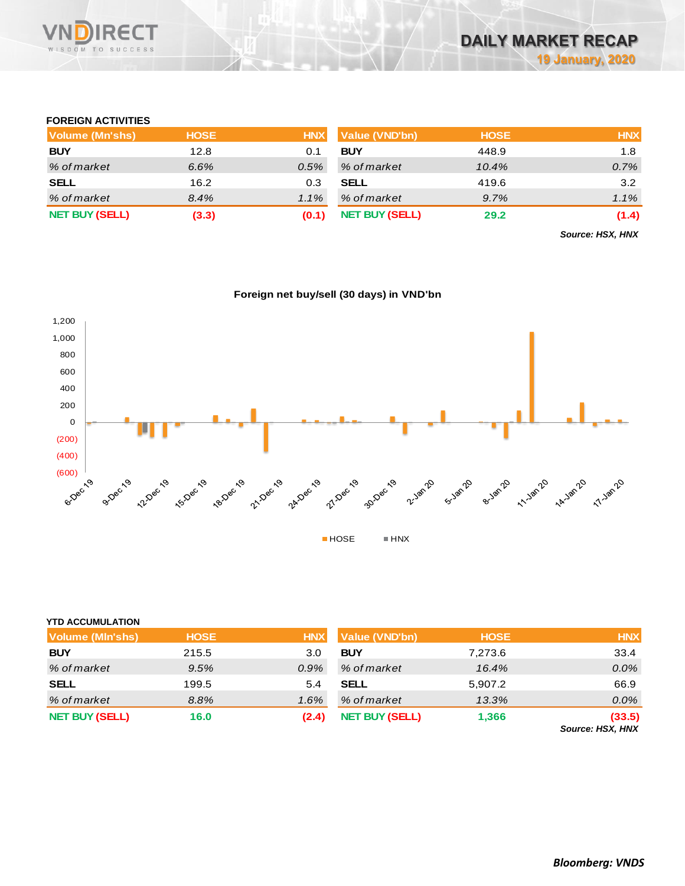## FOREIGN ACTIVITIES

| Volume (Mn'shs) | HOSE | HNX |
|---|---|---|
| BUY | 12.8 | 0.1 |
| *% of market* | *6.6%* | *0.5%* |
| SELL | 16.2 | 0.3 |
| *% of market* | *8.4%* | *1.1%* |
| NET BUY (SELL) | (3.3) | (0.1) |

| Value (VND'bn) | HOSE | HNX |
|---|---|---|
| BUY | 448.9 | 1.8 |
| *% of market* | *10.4%* | *0.7%* |
| SELL | 419.6 | 3.2 |
| *% of market* | *9.7%* | *1.1%* |
| NET BUY (SELL) | 29.2 | (1.4) |

***Source: HSX, HNX***

**Foreign net buy/sell (30 days) in VND'bn**

## YTD ACCUMULATION

| Volume (Mln'shs) | HOSE | HNX |
|---|---|---|
| BUY | 215.5 | 3.0 |
| *% of market* | *9.5%* | *0.9%* |
| SELL | 199.5 | 5.4 |
| *% of market* | *8.8%* | *1.6%* |
| NET BUY (SELL) | 16.0 | (2.4) |

| Value (VND'bn) | HOSE | HNX |
|---|---|---|
| BUY | 7,273.6 | 33.4 |
| *% of market* | *16.4%* | *0.0%* |
| SELL | 5,907.2 | 66.9 |
| *% of market* | *13.3%* | *0.0%* |
| NET BUY (SELL) | 1,366 | (33.5) |

***Source: HSX, HNX***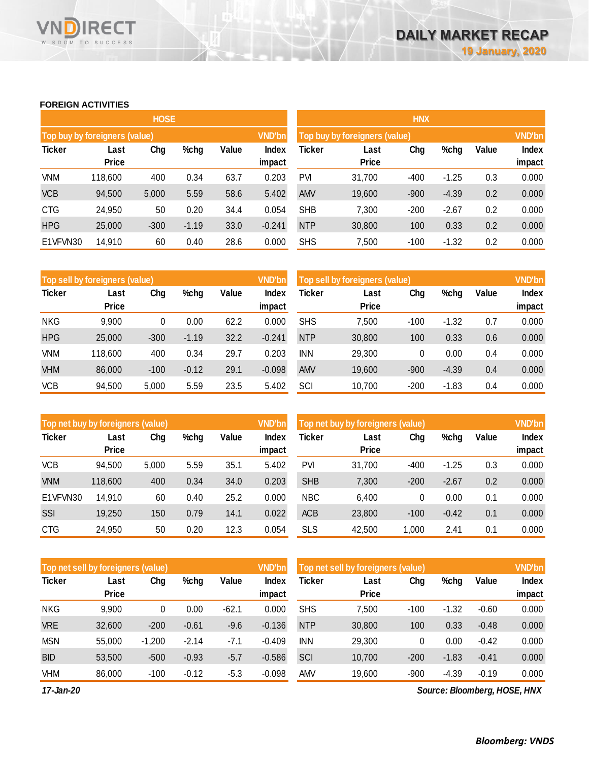# DAILY MARKET RECAP

19 January, 2020

## FOREIGN ACTIVITIES

### HOSE

| Top buy by foreigners (value) | | | | | VND'bn |
|---|---|---|---|---|---|
| Ticker | Last Price | Chg | %chg | Value | Index impact |
| VNM | 118,600 | 400 | 0.34 | 63.7 | 0.203 |
| VCB | 94,500 | 5,000 | 5.59 | 58.6 | 5.402 |
| CTG | 24,950 | 50 | 0.20 | 34.4 | 0.054 |
| HPG | 25,000 | -300 | -1.19 | 33.0 | -0.241 |
| E1VFVN30 | 14,910 | 60 | 0.40 | 28.6 | 0.000 |

| Top sell by foreigners (value) | | | | | VND'bn |
|---|---|---|---|---|---|
| Ticker | Last Price | Chg | %chg | Value | Index impact |
| NKG | 9,900 | 0 | 0.00 | 62.2 | 0.000 |
| HPG | 25,000 | -300 | -1.19 | 32.2 | -0.241 |
| VNM | 118,600 | 400 | 0.34 | 29.7 | 0.203 |
| VHM | 86,000 | -100 | -0.12 | 29.1 | -0.098 |
| VCB | 94,500 | 5,000 | 5.59 | 23.5 | 5.402 |

| Top net buy by foreigners (value) | | | | | VND'bn |
|---|---|---|---|---|---|
| Ticker | Last Price | Chg | %chg | Value | Index impact |
| VCB | 94,500 | 5,000 | 5.59 | 35.1 | 5.402 |
| VNM | 118,600 | 400 | 0.34 | 34.0 | 0.203 |
| E1VFVN30 | 14,910 | 60 | 0.40 | 25.2 | 0.000 |
| SSI | 19,250 | 150 | 0.79 | 14.1 | 0.022 |
| CTG | 24,950 | 50 | 0.20 | 12.3 | 0.054 |

| Top net sell by foreigners (value) | | | | | VND'bn |
|---|---|---|---|---|---|
| Ticker | Last Price | Chg | %chg | Value | Index impact |
| NKG | 9,900 | 0 | 0.00 | -62.1 | 0.000 |
| VRE | 32,600 | -200 | -0.61 | -9.6 | -0.136 |
| MSN | 55,000 | -1,200 | -2.14 | -7.1 | -0.409 |
| BID | 53,500 | -500 | -0.93 | -5.7 | -0.586 |
| VHM | 86,000 | -100 | -0.12 | -5.3 | -0.098 |

### HNX

| Top buy by foreigners (value) | | | | | VND'bn |
|---|---|---|---|---|---|
| Ticker | Last Price | Chg | %chg | Value | Index impact |
| PVI | 31,700 | -400 | -1.25 | 0.3 | 0.000 |
| AMV | 19,600 | -900 | -4.39 | 0.2 | 0.000 |
| SHB | 7,300 | -200 | -2.67 | 0.2 | 0.000 |
| NTP | 30,800 | 100 | 0.33 | 0.2 | 0.000 |
| SHS | 7,500 | -100 | -1.32 | 0.2 | 0.000 |

| Top sell by foreigners (value) | | | | | VND'bn |
|---|---|---|---|---|---|
| Ticker | Last Price | Chg | %chg | Value | Index impact |
| SHS | 7,500 | -100 | -1.32 | 0.7 | 0.000 |
| NTP | 30,800 | 100 | 0.33 | 0.6 | 0.000 |
| INN | 29,300 | 0 | 0.00 | 0.4 | 0.000 |
| AMV | 19,600 | -900 | -4.39 | 0.4 | 0.000 |
| SCI | 10,700 | -200 | -1.83 | 0.4 | 0.000 |

| Top net buy by foreigners (value) | | | | | VND'bn |
|---|---|---|---|---|---|
| Ticker | Last Price | Chg | %chg | Value | Index impact |
| PVI | 31,700 | -400 | -1.25 | 0.3 | 0.000 |
| SHB | 7,300 | -200 | -2.67 | 0.2 | 0.000 |
| NBC | 6,400 | 0 | 0.00 | 0.1 | 0.000 |
| ACB | 23,800 | -100 | -0.42 | 0.1 | 0.000 |
| SLS | 42,500 | 1,000 | 2.41 | 0.1 | 0.000 |

| Top net sell by foreigners (value) | | | | | VND'bn |
|---|---|---|---|---|---|
| Ticker | Last Price | Chg | %chg | Value | Index impact |
| SHS | 7,500 | -100 | -1.32 | -0.60 | 0.000 |
| NTP | 30,800 | 100 | 0.33 | -0.48 | 0.000 |
| INN | 29,300 | 0 | 0.00 | -0.42 | 0.000 |
| SCI | 10,700 | -200 | -1.83 | -0.41 | 0.000 |
| AMV | 19,600 | -900 | -4.39 | -0.19 | 0.000 |

*17-Jan-20*

*Source: Bloomberg, HOSE, HNX*

**Bloomberg: VNDS**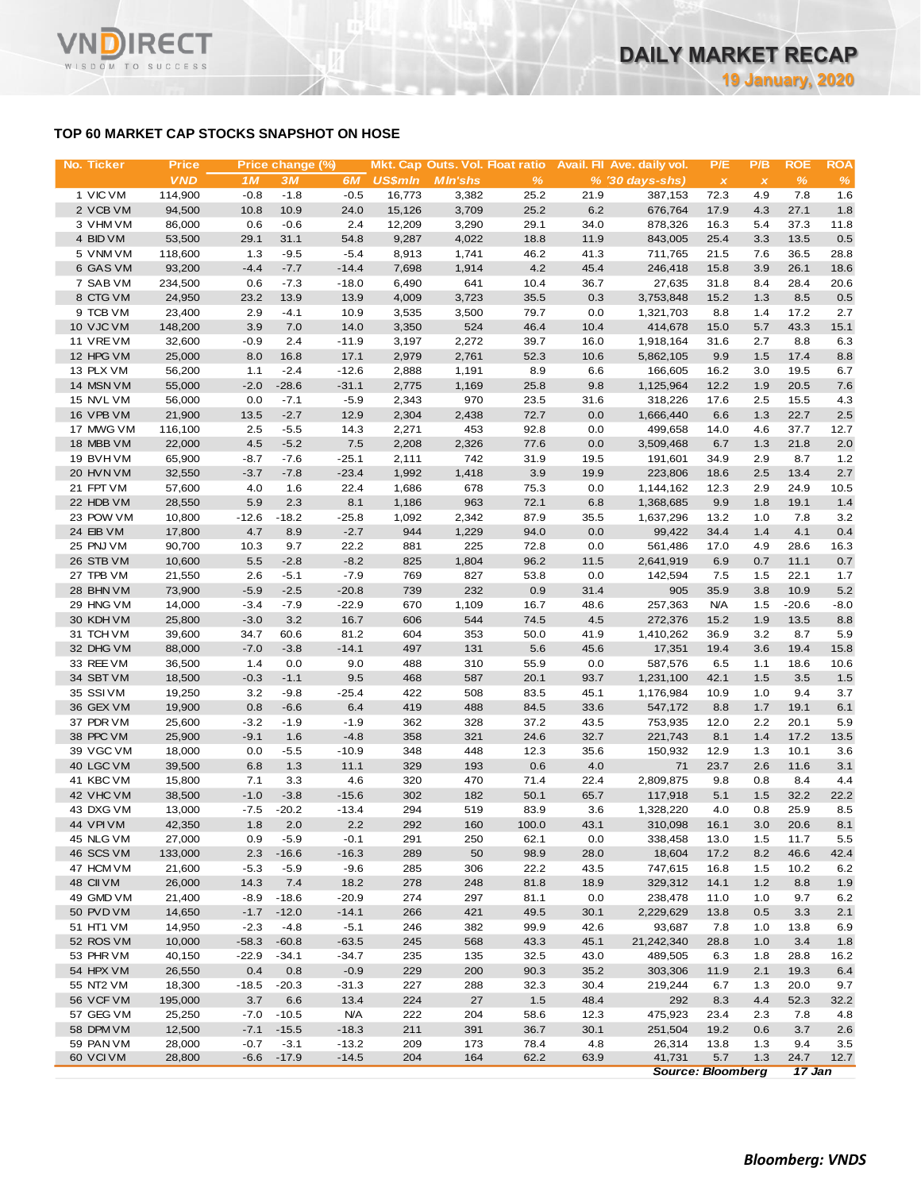# TOP 60 MARKET CAP STOCKS SNAPSHOT ON HOSE

| No. | Ticker | Price | Price change (%) | | | Mkt. Cap | Outs. Vol. | Float ratio | Avail. FII | Ave. daily vol. | P/E | P/B | ROE | ROA |
|---|---|---|---|---|---|---|---|---|---|---|---|---|---|---|
| | | VND | 1M | 3M | 6M | US$mln | Mln'shs | % | % | '30 days-shs) | x | x | % | % |
| 1 | VIC VM | 114,900 | -0.8 | -1.8 | -0.5 | 16,773 | 3,382 | 25.2 | 21.9 | 387,153 | 72.3 | 4.9 | 7.8 | 1.6 |
| 2 | VCB VM | 94,500 | 10.8 | 10.9 | 24.0 | 15,126 | 3,709 | 25.2 | 6.2 | 676,764 | 17.9 | 4.3 | 27.1 | 1.8 |
| 3 | VHM VM | 86,000 | 0.6 | -0.6 | 2.4 | 12,209 | 3,290 | 29.1 | 34.0 | 878,326 | 16.3 | 5.4 | 37.3 | 11.8 |
| 4 | BID VM | 53,500 | 29.1 | 31.1 | 54.8 | 9,287 | 4,022 | 18.8 | 11.9 | 843,005 | 25.4 | 3.3 | 13.5 | 0.5 |
| 5 | VNM VM | 118,600 | 1.3 | -9.5 | -5.4 | 8,913 | 1,741 | 46.2 | 41.3 | 711,765 | 21.5 | 7.6 | 36.5 | 28.8 |
| 6 | GAS VM | 93,200 | -4.4 | -7.7 | -14.4 | 7,698 | 1,914 | 4.2 | 45.4 | 246,418 | 15.8 | 3.9 | 26.1 | 18.6 |
| 7 | SAB VM | 234,500 | 0.6 | -7.3 | -18.0 | 6,490 | 641 | 10.4 | 36.7 | 27,635 | 31.8 | 8.4 | 28.4 | 20.6 |
| 8 | CTG VM | 24,950 | 23.2 | 13.9 | 13.9 | 4,009 | 3,723 | 35.5 | 0.3 | 3,753,848 | 15.2 | 1.3 | 8.5 | 0.5 |
| 9 | TCB VM | 23,400 | 2.9 | -4.1 | 10.9 | 3,535 | 3,500 | 79.7 | 0.0 | 1,321,703 | 8.8 | 1.4 | 17.2 | 2.7 |
| 10 | VJC VM | 148,200 | 3.9 | 7.0 | 14.0 | 3,350 | 524 | 46.4 | 10.4 | 414,678 | 15.0 | 5.7 | 43.3 | 15.1 |
| 11 | VRE VM | 32,600 | -0.9 | 2.4 | -11.9 | 3,197 | 2,272 | 39.7 | 16.0 | 1,918,164 | 31.6 | 2.7 | 8.8 | 6.3 |
| 12 | HPG VM | 25,000 | 8.0 | 16.8 | 17.1 | 2,979 | 2,761 | 52.3 | 10.6 | 5,862,105 | 9.9 | 1.5 | 17.4 | 8.8 |
| 13 | PLX VM | 56,200 | 1.1 | -2.4 | -12.6 | 2,888 | 1,191 | 8.9 | 6.6 | 166,605 | 16.2 | 3.0 | 19.5 | 6.7 |
| 14 | MSN VM | 55,000 | -2.0 | -28.6 | -31.1 | 2,775 | 1,169 | 25.8 | 9.8 | 1,125,964 | 12.2 | 1.9 | 20.5 | 7.6 |
| 15 | NVL VM | 56,000 | 0.0 | -7.1 | -5.9 | 2,343 | 970 | 23.5 | 31.6 | 318,226 | 17.6 | 2.5 | 15.5 | 4.3 |
| 16 | VPB VM | 21,900 | 13.5 | -2.7 | 12.9 | 2,304 | 2,438 | 72.7 | 0.0 | 1,666,440 | 6.6 | 1.3 | 22.7 | 2.5 |
| 17 | MWG VM | 116,100 | 2.5 | -5.5 | 14.3 | 2,271 | 453 | 92.8 | 0.0 | 499,658 | 14.0 | 4.6 | 37.7 | 12.7 |
| 18 | MBB VM | 22,000 | 4.5 | -5.2 | 7.5 | 2,208 | 2,326 | 77.6 | 0.0 | 3,509,468 | 6.7 | 1.3 | 21.8 | 2.0 |
| 19 | BVH VM | 65,900 | -8.7 | -7.6 | -25.1 | 2,111 | 742 | 31.9 | 19.5 | 191,601 | 34.9 | 2.9 | 8.7 | 1.2 |
| 20 | HVN VM | 32,550 | -3.7 | -7.8 | -23.4 | 1,992 | 1,418 | 3.9 | 19.9 | 223,806 | 18.6 | 2.5 | 13.4 | 2.7 |
| 21 | FPT VM | 57,600 | 4.0 | 1.6 | 22.4 | 1,686 | 678 | 75.3 | 0.0 | 1,144,162 | 12.3 | 2.9 | 24.9 | 10.5 |
| 22 | HDB VM | 28,550 | 5.9 | 2.3 | 8.1 | 1,186 | 963 | 72.1 | 6.8 | 1,368,685 | 9.9 | 1.8 | 19.1 | 1.4 |
| 23 | POW VM | 10,800 | -12.6 | -18.2 | -25.8 | 1,092 | 2,342 | 87.9 | 35.5 | 1,637,296 | 13.2 | 1.0 | 7.8 | 3.2 |
| 24 | EIB VM | 17,800 | 4.7 | 8.9 | -2.7 | 944 | 1,229 | 94.0 | 0.0 | 99,422 | 34.4 | 1.4 | 4.1 | 0.4 |
| 25 | PNJ VM | 90,700 | 10.3 | 9.7 | 22.2 | 881 | 225 | 72.8 | 0.0 | 561,486 | 17.0 | 4.9 | 28.6 | 16.3 |
| 26 | STB VM | 10,600 | 5.5 | -2.8 | -8.2 | 825 | 1,804 | 96.2 | 11.5 | 2,641,919 | 6.9 | 0.7 | 11.1 | 0.7 |
| 27 | TPB VM | 21,550 | 2.6 | -5.1 | -7.9 | 769 | 827 | 53.8 | 0.0 | 142,594 | 7.5 | 1.5 | 22.1 | 1.7 |
| 28 | BHN VM | 73,900 | -5.9 | -2.5 | -20.8 | 739 | 232 | 0.9 | 31.4 | 905 | 35.9 | 3.8 | 10.9 | 5.2 |
| 29 | HNG VM | 14,000 | -3.4 | -7.9 | -22.9 | 670 | 1,109 | 16.7 | 48.6 | 257,363 | N/A | 1.5 | -20.6 | -8.0 |
| 30 | KDH VM | 25,800 | -3.0 | 3.2 | 16.7 | 606 | 544 | 74.5 | 4.5 | 272,376 | 15.2 | 1.9 | 13.5 | 8.8 |
| 31 | TCH VM | 39,600 | 34.7 | 60.6 | 81.2 | 604 | 353 | 50.0 | 41.9 | 1,410,262 | 36.9 | 3.2 | 8.7 | 5.9 |
| 32 | DHG VM | 88,000 | -7.0 | -3.8 | -14.1 | 497 | 131 | 5.6 | 45.6 | 17,351 | 19.4 | 3.6 | 19.4 | 15.8 |
| 33 | REE VM | 36,500 | 1.4 | 0.0 | 9.0 | 488 | 310 | 55.9 | 0.0 | 587,576 | 6.5 | 1.1 | 18.6 | 10.6 |
| 34 | SBT VM | 18,500 | -0.3 | -1.1 | 9.5 | 468 | 587 | 20.1 | 93.7 | 1,231,100 | 42.1 | 1.5 | 3.5 | 1.5 |
| 35 | SSI VM | 19,250 | 3.2 | -9.8 | -25.4 | 422 | 508 | 83.5 | 45.1 | 1,176,984 | 10.9 | 1.0 | 9.4 | 3.7 |
| 36 | GEX VM | 19,900 | 0.8 | -6.6 | 6.4 | 419 | 488 | 84.5 | 33.6 | 547,172 | 8.8 | 1.7 | 19.1 | 6.1 |
| 37 | PDR VM | 25,600 | -3.2 | -1.9 | -1.9 | 362 | 328 | 37.2 | 43.5 | 753,935 | 12.0 | 2.2 | 20.1 | 5.9 |
| 38 | PPC VM | 25,900 | -9.1 | 1.6 | -4.8 | 358 | 321 | 24.6 | 32.7 | 221,743 | 8.1 | 1.4 | 17.2 | 13.5 |
| 39 | VGC VM | 18,000 | 0.0 | -5.5 | -10.9 | 348 | 448 | 12.3 | 35.6 | 150,932 | 12.9 | 1.3 | 10.1 | 3.6 |
| 40 | LGC VM | 39,500 | 6.8 | 1.3 | 11.1 | 329 | 193 | 0.6 | 4.0 | 71 | 23.7 | 2.6 | 11.6 | 3.1 |
| 41 | KBC VM | 15,800 | 7.1 | 3.3 | 4.6 | 320 | 470 | 71.4 | 22.4 | 2,809,875 | 9.8 | 0.8 | 8.4 | 4.4 |
| 42 | VHC VM | 38,500 | -1.0 | -3.8 | -15.6 | 302 | 182 | 50.1 | 65.7 | 117,918 | 5.1 | 1.5 | 32.2 | 22.2 |
| 43 | DXG VM | 13,000 | -7.5 | -20.2 | -13.4 | 294 | 519 | 83.9 | 3.6 | 1,328,220 | 4.0 | 0.8 | 25.9 | 8.5 |
| 44 | VPI VM | 42,350 | 1.8 | 2.0 | 2.2 | 292 | 160 | 100.0 | 43.1 | 310,098 | 16.1 | 3.0 | 20.6 | 8.1 |
| 45 | NLG VM | 27,000 | 0.9 | -5.9 | -0.1 | 291 | 250 | 62.1 | 0.0 | 338,458 | 13.0 | 1.5 | 11.7 | 5.5 |
| 46 | SCS VM | 133,000 | 2.3 | -16.6 | -16.3 | 289 | 50 | 98.9 | 28.0 | 18,604 | 17.2 | 8.2 | 46.6 | 42.4 |
| 47 | HCM VM | 21,600 | -5.3 | -5.9 | -9.6 | 285 | 306 | 22.2 | 43.5 | 747,615 | 16.8 | 1.5 | 10.2 | 6.2 |
| 48 | CII VM | 26,000 | 14.3 | 7.4 | 18.2 | 278 | 248 | 81.8 | 18.9 | 329,312 | 14.1 | 1.2 | 8.8 | 1.9 |
| 49 | GMD VM | 21,400 | -8.9 | -18.6 | -20.9 | 274 | 297 | 81.1 | 0.0 | 238,478 | 11.0 | 1.0 | 9.7 | 6.2 |
| 50 | PVD VM | 14,650 | -1.7 | -12.0 | -14.1 | 266 | 421 | 49.5 | 30.1 | 2,229,629 | 13.8 | 0.5 | 3.3 | 2.1 |
| 51 | HT1 VM | 14,950 | -2.3 | -4.8 | -5.1 | 246 | 382 | 99.9 | 42.6 | 93,687 | 7.8 | 1.0 | 13.8 | 6.9 |
| 52 | ROS VM | 10,000 | -58.3 | -60.8 | -63.5 | 245 | 568 | 43.3 | 45.1 | 21,242,340 | 28.8 | 1.0 | 3.4 | 1.8 |
| 53 | PHR VM | 40,150 | -22.9 | -34.1 | -34.7 | 235 | 135 | 32.5 | 43.0 | 489,505 | 6.3 | 1.8 | 28.8 | 16.2 |
| 54 | HPX VM | 26,550 | 0.4 | 0.8 | -0.9 | 229 | 200 | 90.3 | 35.2 | 303,306 | 11.9 | 2.1 | 19.3 | 6.4 |
| 55 | NT2 VM | 18,300 | -18.5 | -20.3 | -31.3 | 227 | 288 | 32.3 | 30.4 | 219,244 | 6.7 | 1.3 | 20.0 | 9.7 |
| 56 | VCF VM | 195,000 | 3.7 | 6.6 | 13.4 | 224 | 27 | 1.5 | 48.4 | 292 | 8.3 | 4.4 | 52.3 | 32.2 |
| 57 | GEG VM | 25,250 | -7.0 | -10.5 | N/A | 222 | 204 | 58.6 | 12.3 | 475,923 | 23.4 | 2.3 | 7.8 | 4.8 |
| 58 | DPM VM | 12,500 | -7.1 | -15.5 | -18.3 | 211 | 391 | 36.7 | 30.1 | 251,504 | 19.2 | 0.6 | 3.7 | 2.6 |
| 59 | PAN VM | 28,000 | -0.7 | -3.1 | -13.2 | 209 | 173 | 78.4 | 4.8 | 26,314 | 13.8 | 1.3 | 9.4 | 3.5 |
| 60 | VCI VM | 28,800 | -6.6 | -17.9 | -14.5 | 204 | 164 | 62.2 | 63.9 | 41,731 | 5.7 | 1.3 | 24.7 | 12.7 |

*Source: Bloomberg* *17 Jan*

***Bloomberg: VNDS***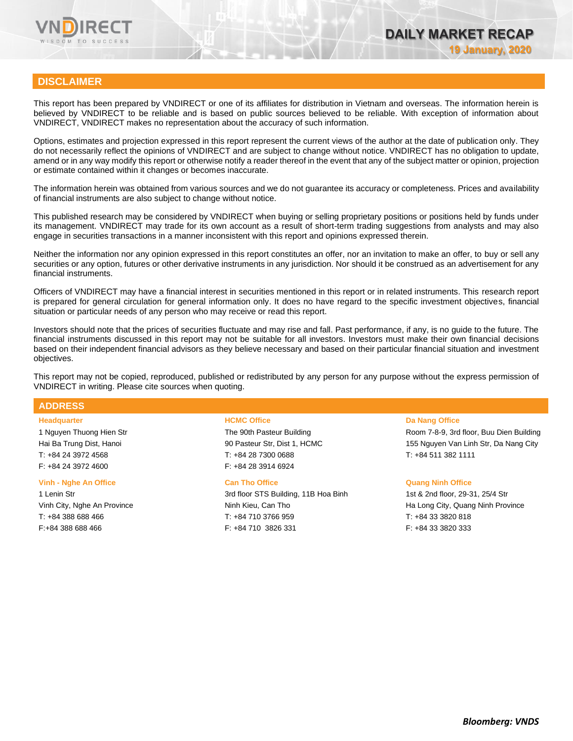## DISCLAIMER

This report has been prepared by VNDIRECT or one of its affiliates for distribution in Vietnam and overseas. The information herein is believed by VNDIRECT to be reliable and is based on public sources believed to be reliable. With exception of information about VNDIRECT, VNDIRECT makes no representation about the accuracy of such information.

Options, estimates and projection expressed in this report represent the current views of the author at the date of publication only. They do not necessarily reflect the opinions of VNDIRECT and are subject to change without notice. VNDIRECT has no obligation to update, amend or in any way modify this report or otherwise notify a reader thereof in the event that any of the subject matter or opinion, projection or estimate contained within it changes or becomes inaccurate.

The information herein was obtained from various sources and we do not guarantee its accuracy or completeness. Prices and availability of financial instruments are also subject to change without notice.

This published research may be considered by VNDIRECT when buying or selling proprietary positions or positions held by funds under its management. VNDIRECT may trade for its own account as a result of short-term trading suggestions from analysts and may also engage in securities transactions in a manner inconsistent with this report and opinions expressed therein.

Neither the information nor any opinion expressed in this report constitutes an offer, nor an invitation to make an offer, to buy or sell any securities or any option, futures or other derivative instruments in any jurisdiction. Nor should it be construed as an advertisement for any financial instruments.

Officers of VNDIRECT may have a financial interest in securities mentioned in this report or in related instruments. This research report is prepared for general circulation for general information only. It does no have regard to the specific investment objectives, financial situation or particular needs of any person who may receive or read this report.

Investors should note that the prices of securities fluctuate and may rise and fall. Past performance, if any, is no guide to the future. The financial instruments discussed in this report may not be suitable for all investors. Investors must make their own financial decisions based on their independent financial advisors as they believe necessary and based on their particular financial situation and investment objectives.

This report may not be copied, reproduced, published or redistributed by any person for any purpose without the express permission of VNDIRECT in writing. Please cite sources when quoting.

## ADDRESS

**Headquarter**
1 Nguyen Thuong Hien Str
Hai Ba Trung Dist, Hanoi
T: +84 24 3972 4568
F: +84 24 3972 4600

**HCMC Office**
The 90th Pasteur Building
90 Pasteur Str, Dist 1, HCMC
T: +84 28 7300 0688
F: +84 28 3914 6924

**Da Nang Office**
Room 7-8-9, 3rd floor, Buu Dien Building
155 Nguyen Van Linh Str, Da Nang City
T: +84 511 382 1111

**Vinh - Nghe An Office**
1 Lenin Str
Vinh City, Nghe An Province
T: +84 388 688 466
F:+84 388 688 466

**Can Tho Office**
3rd floor STS Building, 11B Hoa Binh
Ninh Kieu, Can Tho
T: +84 710 3766 959
F: +84 710 3826 331

**Quang Ninh Office**
1st & 2nd floor, 29-31, 25/4 Str
Ha Long City, Quang Ninh Province
T: +84 33 3820 818
F: +84 33 3820 333

***Bloomberg: VNDS***